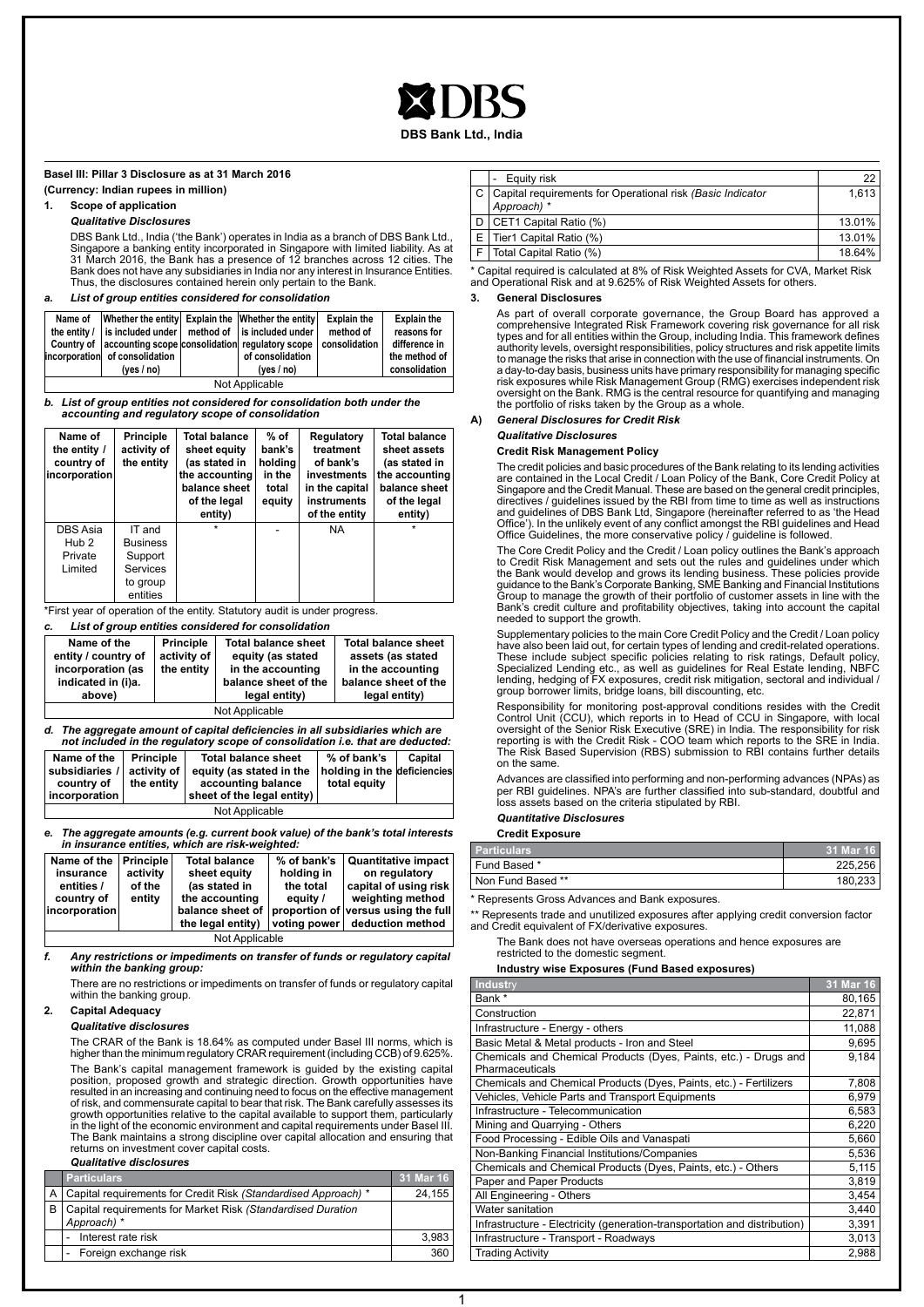# DBS

**DBS Bank Ltd., India**

## Basel III: Pillar 3 Disclosure as at 31 March 2016

**(Currency: Indian rupees in million)**

### 1. Scope of application

*Qualitative Disclosures*

DBS Bank Ltd., India ('the Bank') operates in India as a branch of DBS Bank Ltd., Singapore a banking entity incorporated in Singapore with limited liability. As at 31 March 2016, the Bank has a presence of 12 branches across 12 cities. The Bank does not have any subsidiaries in India nor any interest in Insurance Entities. Thus, the disclosures contained herein only pertain to the Bank.

***a. List of group entities considered for consolidation***

| Name of the entity / Country of incorporation | Whether the entity is included under accounting scope of consolidation (yes / no) | Explain the method of consolidation | Whether the entity is included under regulatory scope of consolidation (yes / no) | Explain the method of consolidation | Explain the reasons for difference in the method of consolidation |
|---|---|---|---|---|---|
| Not Applicable | | | | | |

***b. List of group entities not considered for consolidation both under the accounting and regulatory scope of consolidation***

| Name of the entity / country of incorporation | Principle activity of the entity | Total balance sheet equity (as stated in the accounting balance sheet of the legal entity) | % of bank's holding in the total equity | Regulatory treatment of bank's investments in the capital instruments of the entity | Total balance sheet assets (as stated in the accounting balance sheet of the legal entity) |
|---|---|---|---|---|---|
| DBS Asia Hub 2 Private Limited | IT and Business Support Services to group entities | * | - | NA | * |

*First year of operation of the entity. Statutory audit is under progress.

***c. List of group entities considered for consolidation***

| Name of the entity / country of incorporation (as indicated in (i)a. above) | Principle activity of the entity | Total balance sheet equity (as stated in the accounting balance sheet of the legal entity) | Total balance sheet assets (as stated in the accounting balance sheet of the legal entity) |
|---|---|---|---|
| Not Applicable | | | |

***d. The aggregate amount of capital deficiencies in all subsidiaries which are not included in the regulatory scope of consolidation i.e. that are deducted:***

| Name of the subsidiaries / country of incorporation | Principle activity of the entity | Total balance sheet equity (as stated in the accounting balance sheet of the legal entity) | % of bank's holding in the total equity | Capital deficiencies |
|---|---|---|---|---|
| Not Applicable | | | | |

***e. The aggregate amounts (e.g. current book value) of the bank's total interests in insurance entities, which are risk-weighted:***

| Name of the insurance entities / country of incorporation | Principle activity of the entity | Total balance sheet equity (as stated in the accounting balance sheet of the legal entity) | % of bank's holding in the total equity / voting power | Quantitative impact on regulatory capital of using risk weighting method versus using the full deduction method |
|---|---|---|---|---|
| Not Applicable | | | | |

***f. Any restrictions or impediments on transfer of funds or regulatory capital within the banking group:***

There are no restrictions or impediments on transfer of funds or regulatory capital within the banking group.

### 2. Capital Adequacy

*Qualitative disclosures*

The CRAR of the Bank is 18.64% as computed under Basel III norms, which is higher than the minimum regulatory CRAR requirement (including CCB) of 9.625%.

The Bank's capital management framework is guided by the existing capital position, proposed growth and strategic direction. Growth opportunities have resulted in an increasing and continuing need to focus on the effective management of risk, and commensurate capital to bear that risk. The Bank carefully assesses its growth opportunities relative to the capital available to support them, particularly in the light of the economic environment and capital requirements under Basel III. The Bank maintains a strong discipline over capital allocation and ensuring that returns on investment cover capital costs.

*Qualitative disclosures*

| | Particulars | 31 Mar 16 |
|---|---|---|
| A | Capital requirements for Credit Risk *(Standardised Approach)* * | 24,155 |
| B | Capital requirements for Market Risk *(Standardised Duration Approach)* * | |
| | - Interest rate risk | 3,983 |
| | - Foreign exchange risk | 360 |
| | - Equity risk | 22 |
| C | Capital requirements for Operational risk *(Basic Indicator Approach)* * | 1,613 |
| D | CET1 Capital Ratio (%) | 13.01% |
| E | Tier1 Capital Ratio (%) | 13.01% |
| F | Total Capital Ratio (%) | 18.64% |

* Capital required is calculated at 8% of Risk Weighted Assets for CVA, Market Risk and Operational Risk and at 9.625% of Risk Weighted Assets for others.

### 3. General Disclosures

As part of overall corporate governance, the Group Board has approved a comprehensive Integrated Risk Framework covering risk governance for all risk types and for all entities within the Group, including India. This framework defines authority levels, oversight responsibilities, policy structures and risk appetite limits to manage the risks that arise in connection with the use of financial instruments. On a day-to-day basis, business units have primary responsibility for managing specific risk exposures while Risk Management Group (RMG) exercises independent risk oversight on the Bank. RMG is the central resource for quantifying and managing the portfolio of risks taken by the Group as a whole.

#### A) *General Disclosures for Credit Risk*

*Qualitative Disclosures*

**Credit Risk Management Policy**

The credit policies and basic procedures of the Bank relating to its lending activities are contained in the Local Credit / Loan Policy of the Bank, Core Credit Policy at Singapore and the Credit Manual. These are based on the general credit principles, directives / guidelines issued by the RBI from time to time as well as instructions and guidelines of DBS Bank Ltd, Singapore (hereinafter referred to as 'the Head Office'). In the unlikely event of any conflict amongst the RBI guidelines and Head Office Guidelines, the more conservative policy / guideline is followed.

The Core Credit Policy and the Credit / Loan policy outlines the Bank's approach to Credit Risk Management and sets out the rules and guidelines under which the Bank would develop and grows its lending business. These policies provide guidance to the Bank's Corporate Banking, SME Banking and Financial Institutions Group to manage the growth of their portfolio of customer assets in line with the Bank's credit culture and profitability objectives, taking into account the capital needed to support the growth.

Supplementary policies to the main Core Credit Policy and the Credit / Loan policy have also been laid out, for certain types of lending and credit-related operations. These include subject specific policies relating to risk ratings, Default policy, Specialized Lending etc., as well as guidelines for Real Estate lending, NBFC lending, hedging of FX exposures, credit risk mitigation, sectoral and individual / group borrower limits, bridge loans, bill discounting, etc.

Responsibility for monitoring post-approval conditions resides with the Credit Control Unit (CCU), which reports in to Head of CCU in Singapore, with local oversight of the Senior Risk Executive (SRE) in India. The responsibility for risk reporting is with the Credit Risk - COO team which reports to the SRE in India. The Risk Based Supervision (RBS) submission to RBI contains further details on the same.

Advances are classified into performing and non-performing advances (NPAs) as per RBI guidelines. NPA's are further classified into sub-standard, doubtful and loss assets based on the criteria stipulated by RBI.

*Quantitative Disclosures*

**Credit Exposure**

| Particulars | 31 Mar 16 |
|---|---|
| Fund Based * | 225,256 |
| Non Fund Based ** | 180,233 |

* Represents Gross Advances and Bank exposures.

** Represents trade and unutilized exposures after applying credit conversion factor and Credit equivalent of FX/derivative exposures.

The Bank does not have overseas operations and hence exposures are restricted to the domestic segment.

**Industry wise Exposures (Fund Based exposures)**

| Industry | 31 Mar 16 |
|---|---|
| Bank * | 80,165 |
| Construction | 22,871 |
| Infrastructure - Energy - others | 11,088 |
| Basic Metal & Metal products - Iron and Steel | 9,695 |
| Chemicals and Chemical Products (Dyes, Paints, etc.) - Drugs and Pharmaceuticals | 9,184 |
| Chemicals and Chemical Products (Dyes, Paints, etc.) - Fertilizers | 7,808 |
| Vehicles, Vehicle Parts and Transport Equipments | 6,979 |
| Infrastructure - Telecommunication | 6,583 |
| Mining and Quarrying - Others | 6,220 |
| Food Processing - Edible Oils and Vanaspati | 5,660 |
| Non-Banking Financial Institutions/Companies | 5,536 |
| Chemicals and Chemical Products (Dyes, Paints, etc.) - Others | 5,115 |
| Paper and Paper Products | 3,819 |
| All Engineering - Others | 3,454 |
| Water sanitation | 3,440 |
| Infrastructure - Electricity (generation-transportation and distribution) | 3,391 |
| Infrastructure - Transport - Roadways | 3,013 |
| Trading Activity | 2,988 |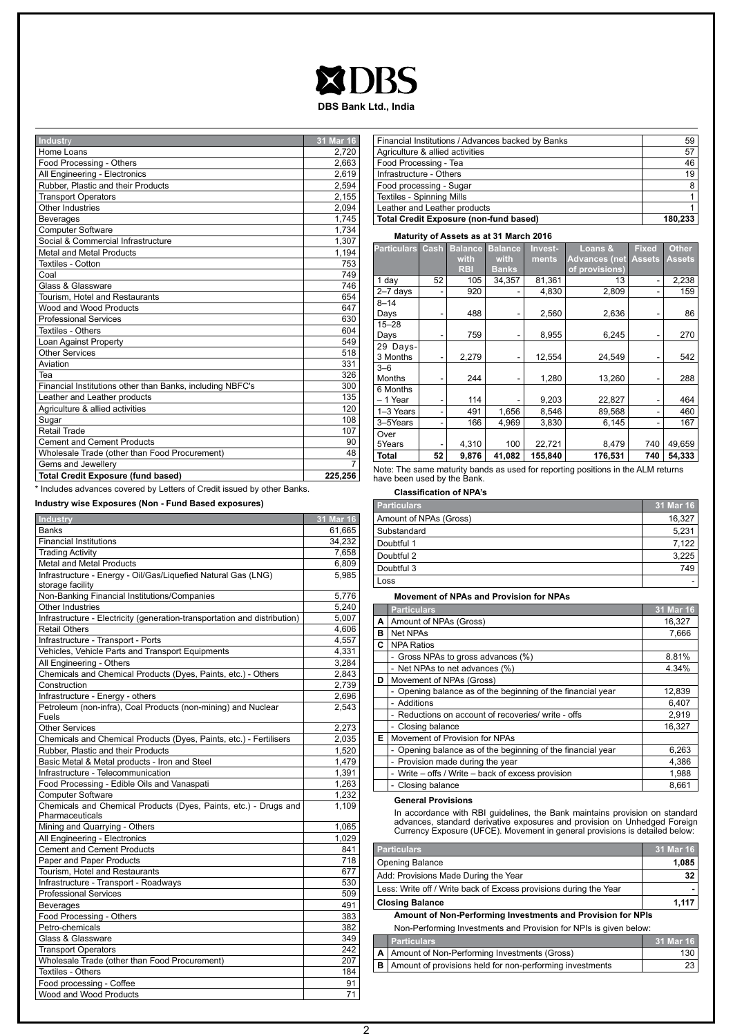| Industry | 31 Mar 16 |
|---|---|
| Home Loans | 2,720 |
| Food Processing - Others | 2,663 |
| All Engineering - Electronics | 2,619 |
| Rubber, Plastic and their Products | 2,594 |
| Transport Operators | 2,155 |
| Other Industries | 2,094 |
| Beverages | 1,745 |
| Computer Software | 1,734 |
| Social & Commercial Infrastructure | 1,307 |
| Metal and Metal Products | 1,194 |
| Textiles - Cotton | 753 |
| Coal | 749 |
| Glass & Glassware | 746 |
| Tourism, Hotel and Restaurants | 654 |
| Wood and Wood Products | 647 |
| Professional Services | 630 |
| Textiles - Others | 604 |
| Loan Against Property | 549 |
| Other Services | 518 |
| Aviation | 331 |
| Tea | 326 |
| Financial Institutions other than Banks, including NBFC's | 300 |
| Leather and Leather products | 135 |
| Agriculture & allied activities | 120 |
| Sugar | 108 |
| Retail Trade | 107 |
| Cement and Cement Products | 90 |
| Wholesale Trade (other than Food Procurement) | 48 |
| Gems and Jewellery | 7 |
| **Total Credit Exposure (fund based)** | **225,256** |

* Includes advances covered by Letters of Credit issued by other Banks.

**Industry wise Exposures (Non - Fund Based exposures)**

| Industry | 31 Mar 16 |
|---|---|
| Banks | 61,665 |
| Financial Institutions | 34,232 |
| Trading Activity | 7,658 |
| Metal and Metal Products | 6,809 |
| Infrastructure - Energy - Oil/Gas/Liquefied Natural Gas (LNG) storage facility | 5,985 |
| Non-Banking Financial Institutions/Companies | 5,776 |
| Other Industries | 5,240 |
| Infrastructure - Electricity (generation-transportation and distribution) | 5,007 |
| Retail Others | 4,606 |
| Infrastructure - Transport - Ports | 4,557 |
| Vehicles, Vehicle Parts and Transport Equipments | 4,331 |
| All Engineering - Others | 3,284 |
| Chemicals and Chemical Products (Dyes, Paints, etc.) - Others | 2,843 |
| Construction | 2,739 |
| Infrastructure - Energy - others | 2,696 |
| Petroleum (non-infra), Coal Products (non-mining) and Nuclear Fuels | 2,543 |
| Other Services | 2,273 |
| Chemicals and Chemical Products (Dyes, Paints, etc.) - Fertilisers | 2,035 |
| Rubber, Plastic and their Products | 1,520 |
| Basic Metal & Metal products - Iron and Steel | 1,479 |
| Infrastructure - Telecommunication | 1,391 |
| Food Processing - Edible Oils and Vanaspati | 1,263 |
| Computer Software | 1,232 |
| Chemicals and Chemical Products (Dyes, Paints, etc.) - Drugs and Pharmaceuticals | 1,109 |
| Mining and Quarrying - Others | 1,065 |
| All Engineering - Electronics | 1,029 |
| Cement and Cement Products | 841 |
| Paper and Paper Products | 718 |
| Tourism, Hotel and Restaurants | 677 |
| Infrastructure - Transport - Roadways | 530 |
| Professional Services | 509 |
| Beverages | 491 |
| Food Processing - Others | 383 |
| Petro-chemicals | 382 |
| Glass & Glassware | 349 |
| Transport Operators | 242 |
| Wholesale Trade (other than Food Procurement) | 207 |
| Textiles - Others | 184 |
| Food processing - Coffee | 91 |
| Wood and Wood Products | 71 |
| Financial Institutions / Advances backed by Banks | 59 |
| Agriculture & allied activities | 57 |
| Food Processing - Tea | 46 |
| Infrastructure - Others | 19 |
| Food processing - Sugar | 8 |
| Textiles - Spinning Mills | 1 |
| Leather and Leather products | 1 |
| **Total Credit Exposure (non-fund based)** | **180,233** |

**Maturity of Assets as at 31 March 2016**

| Particulars | Cash | Balance with RBI | Balance with Banks | Investments | Loans & Advances (net of provisions) | Fixed Assets | Other Assets |
|---|---|---|---|---|---|---|---|
| 1 day | 52 | 105 | 34,357 | 81,361 | 13 | - | 2,238 |
| 2–7 days | - | 920 | - | 4,830 | 2,809 | - | 159 |
| 8–14 Days | - | 488 | - | 2,560 | 2,636 | - | 86 |
| 15–28 Days | - | 759 | - | 8,955 | 6,245 | - | 270 |
| 29 Days-3 Months | - | 2,279 | - | 12,554 | 24,549 | - | 542 |
| 3–6 Months | - | 244 | - | 1,280 | 13,260 | - | 288 |
| 6 Months – 1 Year | - | 114 | - | 9,203 | 22,827 | - | 464 |
| 1–3 Years | - | 491 | 1,656 | 8,546 | 89,568 | - | 460 |
| 3–5Years | - | 166 | 4,969 | 3,830 | 6,145 | - | 167 |
| Over 5Years | - | 4,310 | 100 | 22,721 | 8,479 | 740 | 49,659 |
| **Total** | **52** | **9,876** | **41,082** | **155,840** | **176,531** | **740** | **54,333** |

Note: The same maturity bands as used for reporting positions in the ALM returns have been used by the Bank.

**Classification of NPA's**

| Particulars | 31 Mar 16 |
|---|---|
| Amount of NPAs (Gross) | 16,327 |
| Substandard | 5,231 |
| Doubtful 1 | 7,122 |
| Doubtful 2 | 3,225 |
| Doubtful 3 | 749 |
| Loss | - |

**Movement of NPAs and Provision for NPAs**

| | Particulars | 31 Mar 16 |
|---|---|---|
| A | Amount of NPAs (Gross) | 16,327 |
| B | Net NPAs | 7,666 |
| C | NPA Ratios | |
| | - Gross NPAs to gross advances (%) | 8.81% |
| | - Net NPAs to net advances (%) | 4.34% |
| D | Movement of NPAs (Gross) | |
| | - Opening balance as of the beginning of the financial year | 12,839 |
| | - Additions | 6,407 |
| | - Reductions on account of recoveries/ write - offs | 2,919 |
| | - Closing balance | 16,327 |
| E | Movement of Provision for NPAs | |
| | - Opening balance as of the beginning of the financial year | 6,263 |
| | - Provision made during the year | 4,386 |
| | - Write – offs / Write – back of excess provision | 1,988 |
| | - Closing balance | 8,661 |

**General Provisions**

In accordance with RBI guidelines, the Bank maintains provision on standard advances, standard derivative exposures and provision on Unhedged Foreign Currency Exposure (UFCE). Movement in general provisions is detailed below:

| Particulars | 31 Mar 16 |
|---|---|
| Opening Balance | **1,085** |
| Add: Provisions Made During the Year | **32** |
| Less: Write off / Write back of Excess provisions during the Year | **-** |
| **Closing Balance** | **1,117** |

**Amount of Non-Performing Investments and Provision for NPIs**

Non-Performing Investments and Provision for NPIs is given below:

| | Particulars | 31 Mar 16 |
|---|---|---|
| A | Amount of Non-Performing Investments (Gross) | 130 |
| B | Amount of provisions held for non-performing investments | 23 |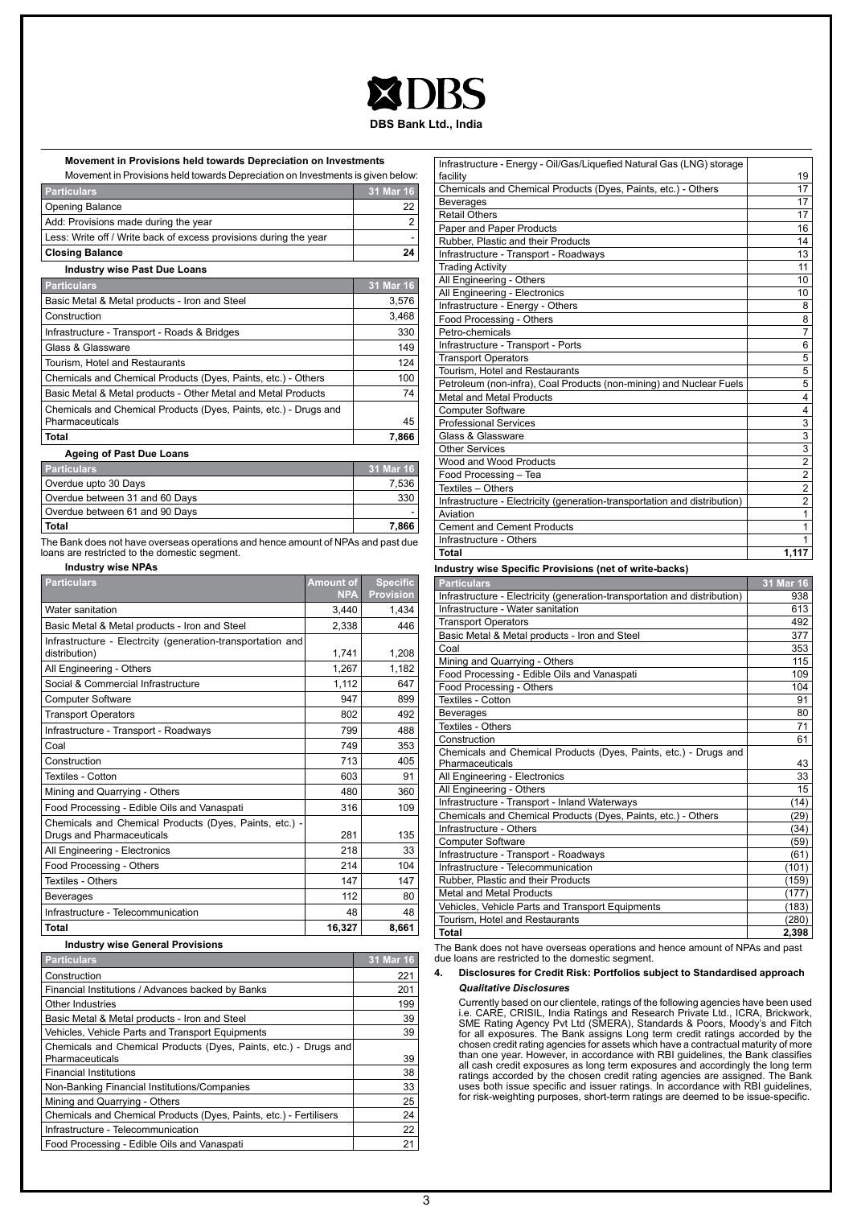**DBS Bank Ltd., India**

#### Movement in Provisions held towards Depreciation on Investments

Movement in Provisions held towards Depreciation on Investments is given below:

| Particulars | 31 Mar 16 |
|---|---|
| Opening Balance | 22 |
| Add: Provisions made during the year | 2 |
| Less: Write off / Write back of excess provisions during the year | - |
| **Closing Balance** | **24** |

#### Industry wise Past Due Loans

| Particulars | 31 Mar 16 |
|---|---|
| Basic Metal & Metal products - Iron and Steel | 3,576 |
| Construction | 3,468 |
| Infrastructure - Transport - Roads & Bridges | 330 |
| Glass & Glassware | 149 |
| Tourism, Hotel and Restaurants | 124 |
| Chemicals and Chemical Products (Dyes, Paints, etc.) - Others | 100 |
| Basic Metal & Metal products - Other Metal and Metal Products | 74 |
| Chemicals and Chemical Products (Dyes, Paints, etc.) - Drugs and Pharmaceuticals | 45 |
| **Total** | **7,866** |

#### Ageing of Past Due Loans

| Particulars | 31 Mar 16 |
|---|---|
| Overdue upto 30 Days | 7,536 |
| Overdue between 31 and 60 Days | 330 |
| Overdue between 61 and 90 Days | - |
| **Total** | **7,866** |

The Bank does not have overseas operations and hence amount of NPAs and past due loans are restricted to the domestic segment.

#### Industry wise NPAs

| Particulars | Amount of NPA | Specific Provision |
|---|---|---|
| Water sanitation | 3,440 | 1,434 |
| Basic Metal & Metal products - Iron and Steel | 2,338 | 446 |
| Infrastructure - Electrcity (generation-transportation and distribution) | 1,741 | 1,208 |
| All Engineering - Others | 1,267 | 1,182 |
| Social & Commercial Infrastructure | 1,112 | 647 |
| Computer Software | 947 | 899 |
| Transport Operators | 802 | 492 |
| Infrastructure - Transport - Roadways | 799 | 488 |
| Coal | 749 | 353 |
| Construction | 713 | 405 |
| Textiles - Cotton | 603 | 91 |
| Mining and Quarrying - Others | 480 | 360 |
| Food Processing - Edible Oils and Vanaspati | 316 | 109 |
| Chemicals and Chemical Products (Dyes, Paints, etc.) - Drugs and Pharmaceuticals | 281 | 135 |
| All Engineering - Electronics | 218 | 33 |
| Food Processing - Others | 214 | 104 |
| Textiles - Others | 147 | 147 |
| Beverages | 112 | 80 |
| Infrastructure - Telecommunication | 48 | 48 |
| **Total** | **16,327** | **8,661** |

#### Industry wise General Provisions

| Particulars | 31 Mar 16 |
|---|---|
| Construction | 221 |
| Financial Institutions / Advances backed by Banks | 201 |
| Other Industries | 199 |
| Basic Metal & Metal products - Iron and Steel | 39 |
| Vehicles, Vehicle Parts and Transport Equipments | 39 |
| Chemicals and Chemical Products (Dyes, Paints, etc.) - Drugs and Pharmaceuticals | 39 |
| Financial Institutions | 38 |
| Non-Banking Financial Institutions/Companies | 33 |
| Mining and Quarrying - Others | 25 |
| Chemicals and Chemical Products (Dyes, Paints, etc.) - Fertilisers | 24 |
| Infrastructure - Telecommunication | 22 |
| Food Processing - Edible Oils and Vanaspati | 21 |
| Infrastructure - Energy - Oil/Gas/Liquefied Natural Gas (LNG) storage facility | 19 |
| Chemicals and Chemical Products (Dyes, Paints, etc.) - Others | 17 |
| Beverages | 17 |
| Retail Others | 17 |
| Paper and Paper Products | 16 |
| Rubber, Plastic and their Products | 14 |
| Infrastructure - Transport - Roadways | 13 |
| Trading Activity | 11 |
| All Engineering - Others | 10 |
| All Engineering - Electronics | 10 |
| Infrastructure - Energy - Others | 8 |
| Food Processing - Others | 8 |
| Petro-chemicals | 7 |
| Infrastructure - Transport - Ports | 6 |
| Transport Operators | 5 |
| Tourism, Hotel and Restaurants | 5 |
| Petroleum (non-infra), Coal Products (non-mining) and Nuclear Fuels | 5 |
| Metal and Metal Products | 4 |
| Computer Software | 4 |
| Professional Services | 3 |
| Glass & Glassware | 3 |
| Other Services | 3 |
| Wood and Wood Products | 2 |
| Food Processing – Tea | 2 |
| Textiles – Others | 2 |
| Infrastructure - Electricity (generation-transportation and distribution) | 2 |
| Aviation | 1 |
| Cement and Cement Products | 1 |
| Infrastructure - Others | 1 |
| **Total** | **1,117** |

#### Industry wise Specific Provisions (net of write-backs)

| Particulars | 31 Mar 16 |
|---|---|
| Infrastructure - Electricity (generation-transportation and distribution) | 938 |
| Infrastructure - Water sanitation | 613 |
| Transport Operators | 492 |
| Basic Metal & Metal products - Iron and Steel | 377 |
| Coal | 353 |
| Mining and Quarrying - Others | 115 |
| Food Processing - Edible Oils and Vanaspati | 109 |
| Food Processing - Others | 104 |
| Textiles - Cotton | 91 |
| Beverages | 80 |
| Textiles - Others | 71 |
| Construction | 61 |
| Chemicals and Chemical Products (Dyes, Paints, etc.) - Drugs and Pharmaceuticals | 43 |
| All Engineering - Electronics | 33 |
| All Engineering - Others | 15 |
| Infrastructure - Transport - Inland Waterways | (14) |
| Chemicals and Chemical Products (Dyes, Paints, etc.) - Others | (29) |
| Infrastructure - Others | (34) |
| Computer Software | (59) |
| Infrastructure - Transport - Roadways | (61) |
| Infrastructure - Telecommunication | (101) |
| Rubber, Plastic and their Products | (159) |
| Metal and Metal Products | (177) |
| Vehicles, Vehicle Parts and Transport Equipments | (183) |
| Tourism, Hotel and Restaurants | (280) |
| **Total** | **2,398** |

The Bank does not have overseas operations and hence amount of NPAs and past due loans are restricted to the domestic segment.

## 4. Disclosures for Credit Risk: Portfolios subject to Standardised approach

***Qualitative Disclosures***

Currently based on our clientele, ratings of the following agencies have been used i.e. CARE, CRISIL, India Ratings and Research Private Ltd., ICRA, Brickwork, SME Rating Agency Pvt Ltd (SMERA), Standards & Poors, Moody's and Fitch for all exposures. The Bank assigns Long term credit ratings accorded by the chosen credit rating agencies for assets which have a contractual maturity of more than one year. However, in accordance with RBI guidelines, the Bank classifies all cash credit exposures as long term exposures and accordingly the long term ratings accorded by the chosen credit rating agencies are assigned. The Bank uses both issue specific and issuer ratings. In accordance with RBI guidelines, for risk-weighting purposes, short-term ratings are deemed to be issue-specific.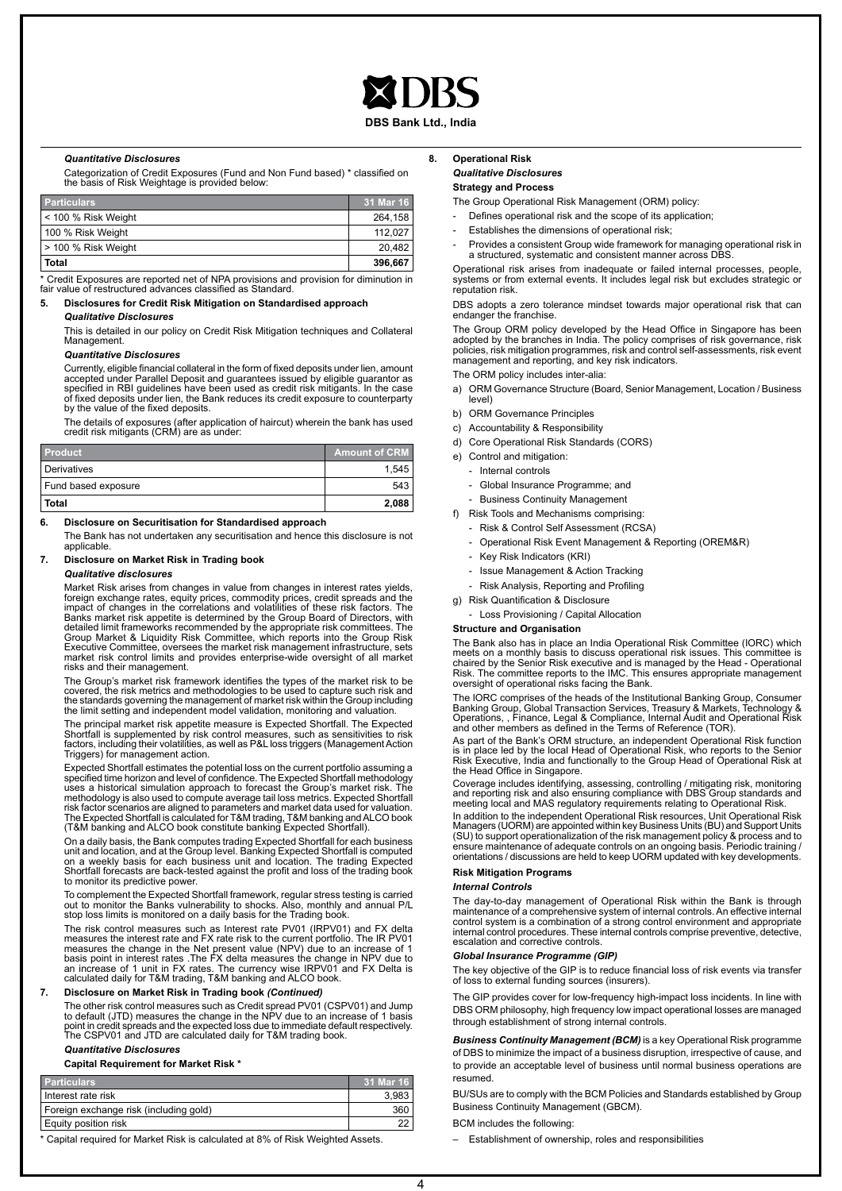### *Quantitative Disclosures*

Categorization of Credit Exposures (Fund and Non Fund based) * classified on the basis of Risk Weightage is provided below:

| Particulars | 31 Mar 16 |
|---|---|
| < 100 % Risk Weight | 264,158 |
| 100 % Risk Weight | 112,027 |
| > 100 % Risk Weight | 20,482 |
| **Total** | **396,667** |

* Credit Exposures are reported net of NPA provisions and provision for diminution in fair value of restructured advances classified as Standard.

## 5. Disclosures for Credit Risk Mitigation on Standardised approach

### *Qualitative Disclosures*

This is detailed in our policy on Credit Risk Mitigation techniques and Collateral Management.

### *Quantitative Disclosures*

Currently, eligible financial collateral in the form of fixed deposits under lien, amount accepted under Parallel Deposit and guarantees issued by eligible guarantor as specified in RBI guidelines have been used as credit risk mitigants. In the case of fixed deposits under lien, the Bank reduces its credit exposure to counterparty by the value of the fixed deposits.

The details of exposures (after application of haircut) wherein the bank has used credit risk mitigants (CRM) are as under:

| Product | Amount of CRM |
|---|---|
| Derivatives | 1,545 |
| Fund based exposure | 543 |
| **Total** | **2,088** |

## 6. Disclosure on Securitisation for Standardised approach

The Bank has not undertaken any securitisation and hence this disclosure is not applicable.

## 7. Disclosure on Market Risk in Trading book

### *Qualitative disclosures*

Market Risk arises from changes in value from changes in interest rates yields, foreign exchange rates, equity prices, commodity prices, credit spreads and the impact of changes in the correlations and volatilities of these risk factors. The Banks market risk appetite is determined by the Group Board of Directors, with detailed limit frameworks recommended by the appropriate risk committees. The Group Market & Liquidity Risk Committee, which reports into the Group Risk Executive Committee, oversees the market risk management infrastructure, sets market risk control limits and provides enterprise-wide oversight of all market risks and their management.

The Group's market risk framework identifies the types of the market risk to be covered, the risk metrics and methodologies to be used to capture such risk and the standards governing the management of market risk within the Group including the limit setting and independent model validation, monitoring and valuation.

The principal market risk appetite measure is Expected Shortfall. The Expected Shortfall is supplemented by risk control measures, such as sensitivities to risk factors, including their volatilities, as well as P&L loss triggers (Management Action Triggers) for management action.

Expected Shortfall estimates the potential loss on the current portfolio assuming a specified time horizon and level of confidence. The Expected Shortfall methodology uses a historical simulation approach to forecast the Group's market risk. The methodology is also used to compute average tail loss metrics. Expected Shortfall risk factor scenarios are aligned to parameters and market data used for valuation. The Expected Shortfall is calculated for T&M trading, T&M banking and ALCO book (T&M banking and ALCO book constitute banking Expected Shortfall).

On a daily basis, the Bank computes trading Expected Shortfall for each business unit and location, and at the Group level. Banking Expected Shortfall is computed on a weekly basis for each business unit and location. The trading Expected Shortfall forecasts are back-tested against the profit and loss of the trading book to monitor its predictive power.

To complement the Expected Shortfall framework, regular stress testing is carried out to monitor the Banks vulnerability to shocks. Also, monthly and annual P/L stop loss limits is monitored on a daily basis for the Trading book.

The risk control measures such as Interest rate PV01 (IRPV01) and FX delta measures the interest rate and FX rate risk to the current portfolio. The IR PV01 measures the change in the Net present value (NPV) due to an increase of 1 basis point in interest rates .The FX delta measures the change in NPV due to an increase of 1 unit in FX rates. The currency wise IRPV01 and FX Delta is calculated daily for T&M trading, T&M banking and ALCO book.

## 7. Disclosure on Market Risk in Trading book *(Continued)*

The other risk control measures such as Credit spread PV01 (CSPV01) and Jump to default (JTD) measures the change in the NPV due to an increase of 1 basis point in credit spreads and the expected loss due to immediate default respectively. The CSPV01 and JTD are calculated daily for T&M trading book.

### *Quantitative Disclosures*

**Capital Requirement for Market Risk ***

| Particulars | 31 Mar 16 |
|---|---|
| Interest rate risk | 3,983 |
| Foreign exchange risk (including gold) | 360 |
| Equity position risk | 22 |

* Capital required for Market Risk is calculated at 8% of Risk Weighted Assets.

## 8. Operational Risk

### *Qualitative Disclosures*

**Strategy and Process**

The Group Operational Risk Management (ORM) policy:

- Defines operational risk and the scope of its application;
- Establishes the dimensions of operational risk;
- Provides a consistent Group wide framework for managing operational risk in a structured, systematic and consistent manner across DBS.

Operational risk arises from inadequate or failed internal processes, people, systems or from external events. It includes legal risk but excludes strategic or reputation risk.

DBS adopts a zero tolerance mindset towards major operational risk that can endanger the franchise.

The Group ORM policy developed by the Head Office in Singapore has been adopted by the branches in India. The policy comprises of risk governance, risk policies, risk mitigation programmes, risk and control self-assessments, risk event management and reporting, and key risk indicators.

The ORM policy includes inter-alia:

a) ORM Governance Structure (Board, Senior Management, Location / Business level)
b) ORM Governance Principles
c) Accountability & Responsibility
d) Core Operational Risk Standards (CORS)
e) Control and mitigation:
   - Internal controls
   - Global Insurance Programme; and
   - Business Continuity Management
f) Risk Tools and Mechanisms comprising:
   - Risk & Control Self Assessment (RCSA)
   - Operational Risk Event Management & Reporting (OREM&R)
   - Key Risk Indicators (KRI)
   - Issue Management & Action Tracking
   - Risk Analysis, Reporting and Profiling
g) Risk Quantification & Disclosure
   - Loss Provisioning / Capital Allocation

**Structure and Organisation**

The Bank also has in place an India Operational Risk Committee (IORC) which meets on a monthly basis to discuss operational risk issues. This committee is chaired by the Senior Risk executive and is managed by the Head - Operational Risk. The committee reports to the IMC. This ensures appropriate management oversight of operational risks facing the Bank.

The IORC comprises of the heads of the Institutional Banking Group, Consumer Banking Group, Global Transaction Services, Treasury & Markets, Technology & Operations, , Finance, Legal & Compliance, Internal Audit and Operational Risk and other members as defined in the Terms of Reference (TOR).

As part of the Bank's ORM structure, an independent Operational Risk function is in place led by the local Head of Operational Risk, who reports to the Senior Risk Executive, India and functionally to the Group Head of Operational Risk at the Head Office in Singapore.

Coverage includes identifying, assessing, controlling / mitigating risk, monitoring and reporting risk and also ensuring compliance with DBS Group standards and meeting local and MAS regulatory requirements relating to Operational Risk.

In addition to the independent Operational Risk resources, Unit Operational Risk Managers (UORM) are appointed within key Business Units (BU) and Support Units (SU) to support operationalization of the risk management policy & process and to ensure maintenance of adequate controls on an ongoing basis. Periodic training / orientations / discussions are held to keep UORM updated with key developments.

**Risk Mitigation Programs**

***Internal Controls***

The day-to-day management of Operational Risk within the Bank is through maintenance of a comprehensive system of internal controls. An effective internal control system is a combination of a strong control environment and appropriate internal control procedures. These internal controls comprise preventive, detective, escalation and corrective controls.

***Global Insurance Programme (GIP)***

The key objective of the GIP is to reduce financial loss of risk events via transfer of loss to external funding sources (insurers).

The GIP provides cover for low-frequency high-impact loss incidents. In line with DBS ORM philosophy, high frequency low impact operational losses are managed through establishment of strong internal controls.

***Business Continuity Management (BCM)*** is a key Operational Risk programme of DBS to minimize the impact of a business disruption, irrespective of cause, and to provide an acceptable level of business until normal business operations are resumed.

BU/SUs are to comply with the BCM Policies and Standards established by Group Business Continuity Management (GBCM).

BCM includes the following:

– Establishment of ownership, roles and responsibilities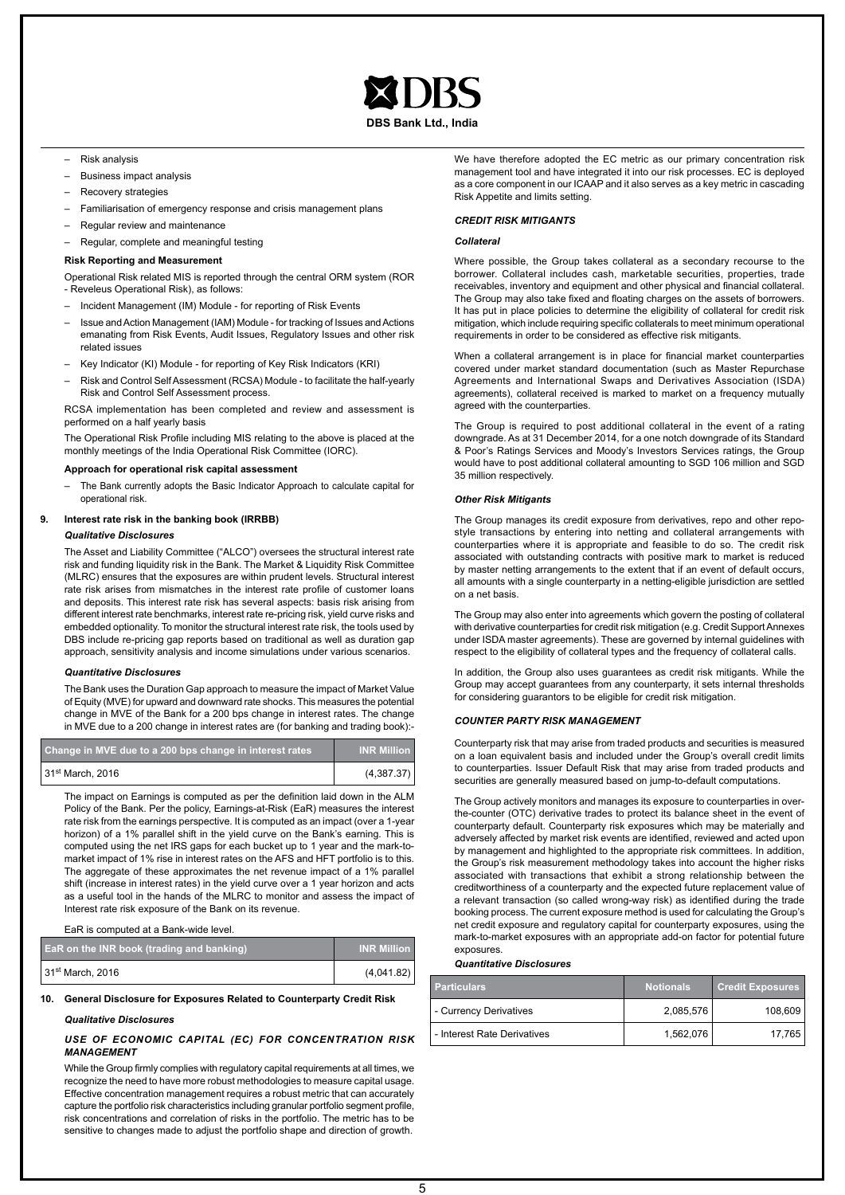- Risk analysis
- Business impact analysis
- Recovery strategies
- Familiarisation of emergency response and crisis management plans
- Regular review and maintenance
- Regular, complete and meaningful testing

**Risk Reporting and Measurement**

Operational Risk related MIS is reported through the central ORM system (ROR - Reveleus Operational Risk), as follows:

- Incident Management (IM) Module - for reporting of Risk Events
- Issue and Action Management (IAM) Module - for tracking of Issues and Actions emanating from Risk Events, Audit Issues, Regulatory Issues and other risk related issues
- Key Indicator (KI) Module - for reporting of Key Risk Indicators (KRI)
- Risk and Control Self Assessment (RCSA) Module - to facilitate the half-yearly Risk and Control Self Assessment process.

RCSA implementation has been completed and review and assessment is performed on a half yearly basis

The Operational Risk Profile including MIS relating to the above is placed at the monthly meetings of the India Operational Risk Committee (IORC).

**Approach for operational risk capital assessment**

- The Bank currently adopts the Basic Indicator Approach to calculate capital for operational risk.

## 9. Interest rate risk in the banking book (IRRBB)

***Qualitative Disclosures***

The Asset and Liability Committee ("ALCO") oversees the structural interest rate risk and funding liquidity risk in the Bank. The Market & Liquidity Risk Committee (MLRC) ensures that the exposures are within prudent levels. Structural interest rate risk arises from mismatches in the interest rate profile of customer loans and deposits. This interest rate risk has several aspects: basis risk arising from different interest rate benchmarks, interest rate re-pricing risk, yield curve risks and embedded optionality. To monitor the structural interest rate risk, the tools used by DBS include re-pricing gap reports based on traditional as well as duration gap approach, sensitivity analysis and income simulations under various scenarios.

***Quantitative Disclosures***

The Bank uses the Duration Gap approach to measure the impact of Market Value of Equity (MVE) for upward and downward rate shocks. This measures the potential change in MVE of the Bank for a 200 bps change in interest rates. The change in MVE due to a 200 change in interest rates are (for banking and trading book):-

| Change in MVE due to a 200 bps change in interest rates | INR Million |
|---|---|
| 31st March, 2016 | (4,387.37) |

The impact on Earnings is computed as per the definition laid down in the ALM Policy of the Bank. Per the policy, Earnings-at-Risk (EaR) measures the interest rate risk from the earnings perspective. It is computed as an impact (over a 1-year horizon) of a 1% parallel shift in the yield curve on the Bank's earning. This is computed using the net IRS gaps for each bucket up to 1 year and the mark-to-market impact of 1% rise in interest rates on the AFS and HFT portfolio is to this. The aggregate of these approximates the net revenue impact of a 1% parallel shift (increase in interest rates) in the yield curve over a 1 year horizon and acts as a useful tool in the hands of the MLRC to monitor and assess the impact of Interest rate risk exposure of the Bank on its revenue.

EaR is computed at a Bank-wide level.

| EaR on the INR book (trading and banking) | INR Million |
|---|---|
| 31st March, 2016 | (4,041.82) |

## 10. General Disclosure for Exposures Related to Counterparty Credit Risk

***Qualitative Disclosures***

***USE OF ECONOMIC CAPITAL (EC) FOR CONCENTRATION RISK MANAGEMENT***

While the Group firmly complies with regulatory capital requirements at all times, we recognize the need to have more robust methodologies to measure capital usage. Effective concentration management requires a robust metric that can accurately capture the portfolio risk characteristics including granular portfolio segment profile, risk concentrations and correlation of risks in the portfolio. The metric has to be sensitive to changes made to adjust the portfolio shape and direction of growth.

We have therefore adopted the EC metric as our primary concentration risk management tool and have integrated it into our risk processes. EC is deployed as a core component in our ICAAP and it also serves as a key metric in cascading Risk Appetite and limits setting.

***CREDIT RISK MITIGANTS***

***Collateral***

Where possible, the Group takes collateral as a secondary recourse to the borrower. Collateral includes cash, marketable securities, properties, trade receivables, inventory and equipment and other physical and financial collateral. The Group may also take fixed and floating charges on the assets of borrowers. It has put in place policies to determine the eligibility of collateral for credit risk mitigation, which include requiring specific collaterals to meet minimum operational requirements in order to be considered as effective risk mitigants.

When a collateral arrangement is in place for financial market counterparties covered under market standard documentation (such as Master Repurchase Agreements and International Swaps and Derivatives Association (ISDA) agreements), collateral received is marked to market on a frequency mutually agreed with the counterparties.

The Group is required to post additional collateral in the event of a rating downgrade. As at 31 December 2014, for a one notch downgrade of its Standard & Poor's Ratings Services and Moody's Investors Services ratings, the Group would have to post additional collateral amounting to SGD 106 million and SGD 35 million respectively.

***Other Risk Mitigants***

The Group manages its credit exposure from derivatives, repo and other repo-style transactions by entering into netting and collateral arrangements with counterparties where it is appropriate and feasible to do so. The credit risk associated with outstanding contracts with positive mark to market is reduced by master netting arrangements to the extent that if an event of default occurs, all amounts with a single counterparty in a netting-eligible jurisdiction are settled on a net basis.

The Group may also enter into agreements which govern the posting of collateral with derivative counterparties for credit risk mitigation (e.g. Credit Support Annexes under ISDA master agreements). These are governed by internal guidelines with respect to the eligibility of collateral types and the frequency of collateral calls.

In addition, the Group also uses guarantees as credit risk mitigants. While the Group may accept guarantees from any counterparty, it sets internal thresholds for considering guarantors to be eligible for credit risk mitigation.

***COUNTER PARTY RISK MANAGEMENT***

Counterparty risk that may arise from traded products and securities is measured on a loan equivalent basis and included under the Group's overall credit limits to counterparties. Issuer Default Risk that may arise from traded products and securities are generally measured based on jump-to-default computations.

The Group actively monitors and manages its exposure to counterparties in over-the-counter (OTC) derivative trades to protect its balance sheet in the event of counterparty default. Counterparty risk exposures which may be materially and adversely affected by market risk events are identified, reviewed and acted upon by management and highlighted to the appropriate risk committees. In addition, the Group's risk measurement methodology takes into account the higher risks associated with transactions that exhibit a strong relationship between the creditworthiness of a counterparty and the expected future replacement value of a relevant transaction (so called wrong-way risk) as identified during the trade booking process. The current exposure method is used for calculating the Group's net credit exposure and regulatory capital for counterparty exposures, using the mark-to-market exposures with an appropriate add-on factor for potential future exposures.

***Quantitative Disclosures***

| Particulars | Notionals | Credit Exposures |
|---|---|---|
| - Currency Derivatives | 2,085,576 | 108,609 |
| - Interest Rate Derivatives | 1,562,076 | 17,765 |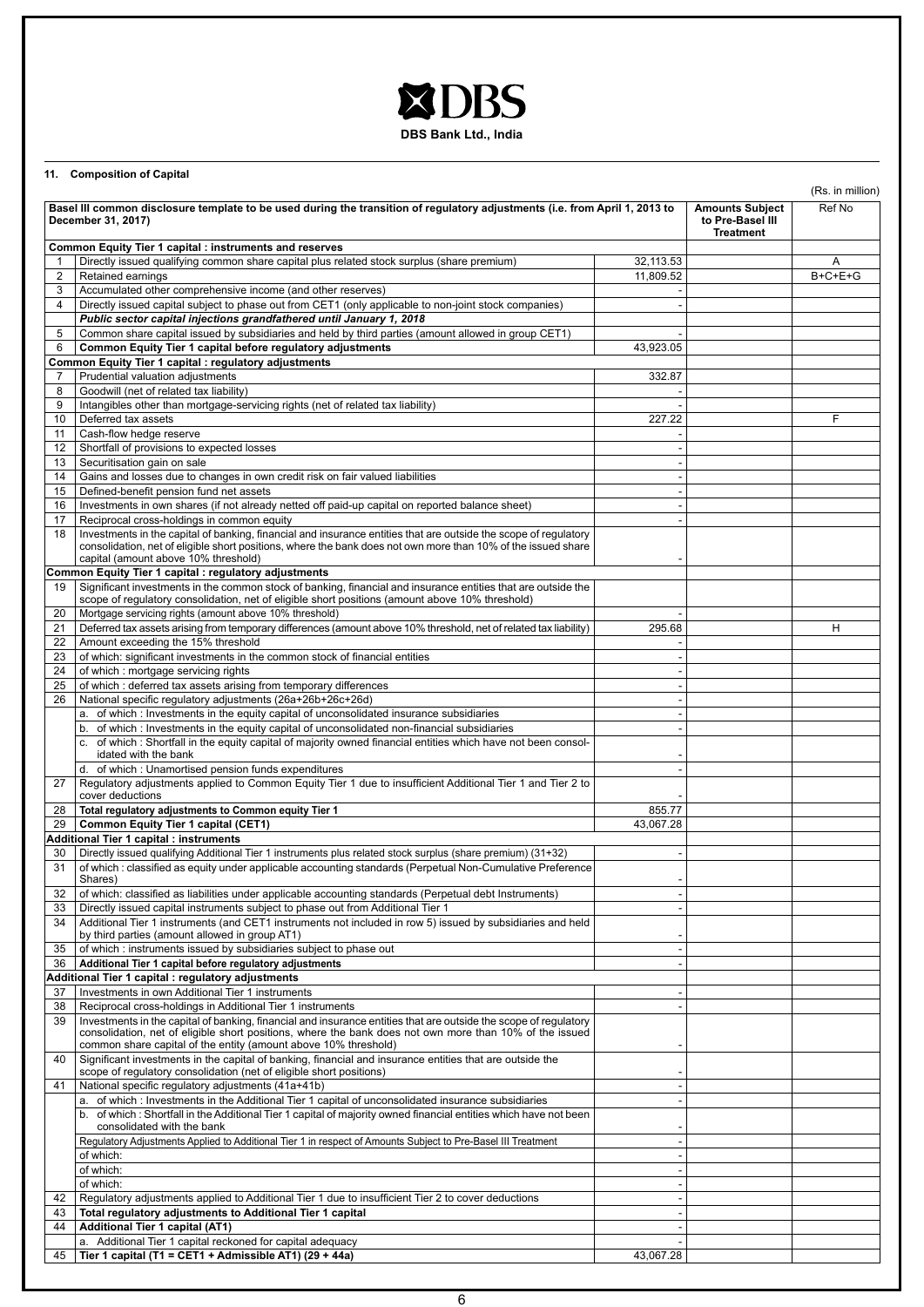DBS Bank Ltd., India

## 11. Composition of Capital

(Rs. in million)

| | Basel III common disclosure template to be used during the transition of regulatory adjustments (i.e. from April 1, 2013 to December 31, 2017) | | Amounts Subject to Pre-Basel III Treatment | Ref No |
|---|---|---|---|---|
| | **Common Equity Tier 1 capital : instruments and reserves** | | | |
| 1 | Directly issued qualifying common share capital plus related stock surplus (share premium) | 32,113.53 | | A |
| 2 | Retained earnings | 11,809.52 | | B+C+E+G |
| 3 | Accumulated other comprehensive income (and other reserves) | - | | |
| 4 | Directly issued capital subject to phase out from CET1 (only applicable to non-joint stock companies) | - | | |
| | ***Public sector capital injections grandfathered until January 1, 2018*** | | | |
| 5 | Common share capital issued by subsidiaries and held by third parties (amount allowed in group CET1) | - | | |
| 6 | **Common Equity Tier 1 capital before regulatory adjustments** | 43,923.05 | | |
| | **Common Equity Tier 1 capital : regulatory adjustments** | | | |
| 7 | Prudential valuation adjustments | 332.87 | | |
| 8 | Goodwill (net of related tax liability) | - | | |
| 9 | Intangibles other than mortgage-servicing rights (net of related tax liability) | - | | |
| 10 | Deferred tax assets | 227.22 | | F |
| 11 | Cash-flow hedge reserve | - | | |
| 12 | Shortfall of provisions to expected losses | - | | |
| 13 | Securitisation gain on sale | - | | |
| 14 | Gains and losses due to changes in own credit risk on fair valued liabilities | - | | |
| 15 | Defined-benefit pension fund net assets | - | | |
| 16 | Investments in own shares (if not already netted off paid-up capital on reported balance sheet) | - | | |
| 17 | Reciprocal cross-holdings in common equity | - | | |
| 18 | Investments in the capital of banking, financial and insurance entities that are outside the scope of regulatory consolidation, net of eligible short positions, where the bank does not own more than 10% of the issued share capital (amount above 10% threshold) | - | | |
| | **Common Equity Tier 1 capital : regulatory adjustments** | | | |
| 19 | Significant investments in the common stock of banking, financial and insurance entities that are outside the scope of regulatory consolidation, net of eligible short positions (amount above 10% threshold) | | | |
| 20 | Mortgage servicing rights (amount above 10% threshold) | - | | |
| 21 | Deferred tax assets arising from temporary differences (amount above 10% threshold, net of related tax liability) | 295.68 | | H |
| 22 | Amount exceeding the 15% threshold | - | | |
| 23 | of which: significant investments in the common stock of financial entities | - | | |
| 24 | of which : mortgage servicing rights | - | | |
| 25 | of which : deferred tax assets arising from temporary differences | - | | |
| 26 | National specific regulatory adjustments (26a+26b+26c+26d) | - | | |
| | a. of which : Investments in the equity capital of unconsolidated insurance subsidiaries | - | | |
| | b. of which : Investments in the equity capital of unconsolidated non-financial subsidiaries | - | | |
| | c. of which : Shortfall in the equity capital of majority owned financial entities which have not been consolidated with the bank | - | | |
| | d. of which : Unamortised pension funds expenditures | - | | |
| 27 | Regulatory adjustments applied to Common Equity Tier 1 due to insufficient Additional Tier 1 and Tier 2 to cover deductions | - | | |
| 28 | **Total regulatory adjustments to Common equity Tier 1** | 855.77 | | |
| 29 | **Common Equity Tier 1 capital (CET1)** | 43,067.28 | | |
| | **Additional Tier 1 capital : instruments** | | | |
| 30 | Directly issued qualifying Additional Tier 1 instruments plus related stock surplus (share premium) (31+32) | - | | |
| 31 | of which : classified as equity under applicable accounting standards (Perpetual Non-Cumulative Preference Shares) | - | | |
| 32 | of which: classified as liabilities under applicable accounting standards (Perpetual debt Instruments) | - | | |
| 33 | Directly issued capital instruments subject to phase out from Additional Tier 1 | - | | |
| 34 | Additional Tier 1 instruments (and CET1 instruments not included in row 5) issued by subsidiaries and held by third parties (amount allowed in group AT1) | - | | |
| 35 | of which : instruments issued by subsidiaries subject to phase out | - | | |
| 36 | **Additional Tier 1 capital before regulatory adjustments** | - | | |
| | **Additional Tier 1 capital : regulatory adjustments** | | | |
| 37 | Investments in own Additional Tier 1 instruments | - | | |
| 38 | Reciprocal cross-holdings in Additional Tier 1 instruments | - | | |
| 39 | Investments in the capital of banking, financial and insurance entities that are outside the scope of regulatory consolidation, net of eligible short positions, where the bank does not own more than 10% of the issued common share capital of the entity (amount above 10% threshold) | - | | |
| 40 | Significant investments in the capital of banking, financial and insurance entities that are outside the scope of regulatory consolidation (net of eligible short positions) | - | | |
| 41 | National specific regulatory adjustments (41a+41b) | - | | |
| | a. of which : Investments in the Additional Tier 1 capital of unconsolidated insurance subsidiaries | - | | |
| | b. of which : Shortfall in the Additional Tier 1 capital of majority owned financial entities which have not been consolidated with the bank | - | | |
| | Regulatory Adjustments Applied to Additional Tier 1 in respect of Amounts Subject to Pre-Basel III Treatment | - | | |
| | of which: | - | | |
| | of which: | - | | |
| | of which: | - | | |
| 42 | Regulatory adjustments applied to Additional Tier 1 due to insufficient Tier 2 to cover deductions | - | | |
| 43 | **Total regulatory adjustments to Additional Tier 1 capital** | - | | |
| 44 | **Additional Tier 1 capital (AT1)** | - | | |
| | a. Additional Tier 1 capital reckoned for capital adequacy | - | | |
| 45 | **Tier 1 capital (T1 = CET1 + Admissible AT1) (29 + 44a)** | 43,067.28 | | |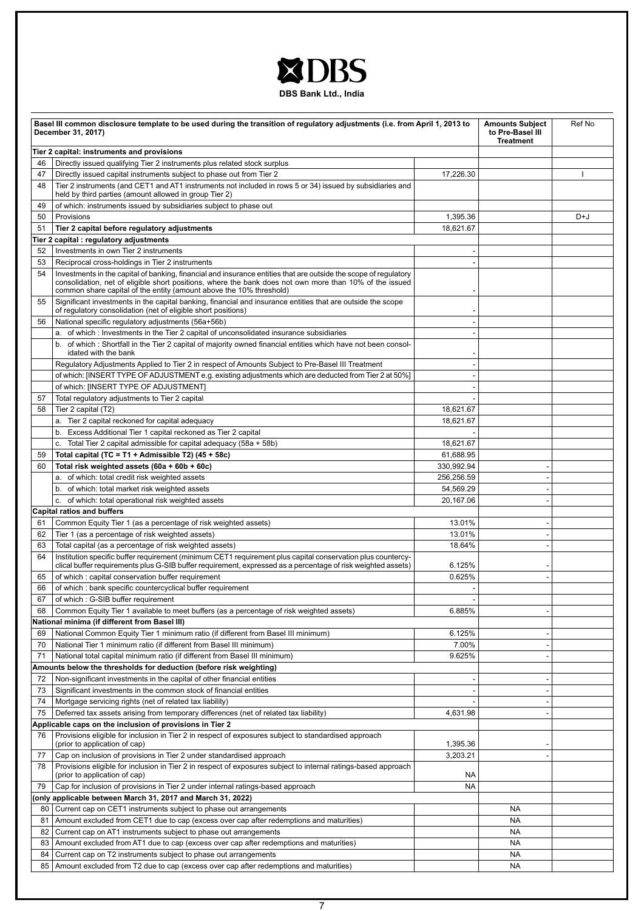**DBS Bank Ltd., India**

| | Basel III common disclosure template to be used during the transition of regulatory adjustments (i.e. from April 1, 2013 to December 31, 2017) | | Amounts Subject to Pre-Basel III Treatment | Ref No |
|---|---|---|---|---|
| | **Tier 2 capital: instruments and provisions** | | | |
| 46 | Directly issued qualifying Tier 2 instruments plus related stock surplus | | | |
| 47 | Directly issued capital instruments subject to phase out from Tier 2 | 17,226.30 | | I |
| 48 | Tier 2 instruments (and CET1 and AT1 instruments not included in rows 5 or 34) issued by subsidiaries and held by third parties (amount allowed in group Tier 2) | | | |
| 49 | of which: instruments issued by subsidiaries subject to phase out | | | |
| 50 | Provisions | 1,395.36 | | D+J |
| 51 | **Tier 2 capital before regulatory adjustments** | 18,621.67 | | |
| | **Tier 2 capital : regulatory adjustments** | | | |
| 52 | Investments in own Tier 2 instruments | - | | |
| 53 | Reciprocal cross-holdings in Tier 2 instruments | - | | |
| 54 | Investments in the capital of banking, financial and insurance entities that are outside the scope of regulatory consolidation, net of eligible short positions, where the bank does not own more than 10% of the issued common share capital of the entity (amount above the 10% threshold) | - | | |
| 55 | Significant investments in the capital banking, financial and insurance entities that are outside the scope of regulatory consolidation (net of eligible short positions) | - | | |
| 56 | National specific regulatory adjustments (56a+56b) | - | | |
| | a. of which : Investments in the Tier 2 capital of unconsolidated insurance subsidiaries | - | | |
| | b. of which : Shortfall in the Tier 2 capital of majority owned financial entities which have not been consolidated with the bank | - | | |
| | Regulatory Adjustments Applied to Tier 2 in respect of Amounts Subject to Pre-Basel III Treatment | - | | |
| | of which: [INSERT TYPE OF ADJUSTMENT e.g. existing adjustments which are deducted from Tier 2 at 50%] | - | | |
| | of which: [INSERT TYPE OF ADJUSTMENT] | - | | |
| 57 | Total regulatory adjustments to Tier 2 capital | - | | |
| 58 | Tier 2 capital (T2) | 18,621.67 | | |
| | a. Tier 2 capital reckoned for capital adequacy | 18,621.67 | | |
| | b. Excess Additional Tier 1 capital reckoned as Tier 2 capital | - | | |
| | c. Total Tier 2 capital admissible for capital adequacy (58a + 58b) | 18,621.67 | | |
| 59 | **Total capital (TC = T1 + Admissible T2) (45 + 58c)** | 61,688.95 | | |
| 60 | **Total risk weighted assets (60a + 60b + 60c)** | 330,992.94 | - | |
| | a. of which: total credit risk weighted assets | 256,256.59 | - | |
| | b. of which: total market risk weighted assets | 54,569.29 | - | |
| | c. of which: total operational risk weighted assets | 20,167.06 | - | |
| | **Capital ratios and buffers** | | | |
| 61 | Common Equity Tier 1 (as a percentage of risk weighted assets) | 13.01% | - | |
| 62 | Tier 1 (as a percentage of risk weighted assets) | 13.01% | - | |
| 63 | Total capital (as a percentage of risk weighted assets) | 18.64% | - | |
| 64 | Institution specific buffer requirement (minimum CET1 requirement plus capital conservation plus countercyclical buffer requirements plus G-SIB buffer requirement, expressed as a percentage of risk weighted assets) | 6.125% | - | |
| 65 | of which : capital conservation buffer requirement | 0.625% | - | |
| 66 | of which : bank specific countercyclical buffer requirement | - | | |
| 67 | of which : G-SIB buffer requirement | - | | |
| 68 | Common Equity Tier 1 available to meet buffers (as a percentage of risk weighted assets) | 6.885% | - | |
| | **National minima (if different from Basel III)** | | | |
| 69 | National Common Equity Tier 1 minimum ratio (if different from Basel III minimum) | 6.125% | - | |
| 70 | National Tier 1 minimum ratio (if different from Basel III minimum) | 7.00% | - | |
| 71 | National total capital minimum ratio (if different from Basel III minimum) | 9.625% | - | |
| | **Amounts below the thresholds for deduction (before risk weighting)** | | | |
| 72 | Non-significant investments in the capital of other financial entities | - | - | |
| 73 | Significant investments in the common stock of financial entities | - | - | |
| 74 | Mortgage servicing rights (net of related tax liability) | - | - | |
| 75 | Deferred tax assets arising from temporary differences (net of related tax liability) | 4,631.98 | - | |
| | **Applicable caps on the inclusion of provisions in Tier 2** | | | |
| 76 | Provisions eligible for inclusion in Tier 2 in respect of exposures subject to standardised approach (prior to application of cap) | 1,395.36 | - | |
| 77 | Cap on inclusion of provisions in Tier 2 under standardised approach | 3,203.21 | - | |
| 78 | Provisions eligible for inclusion in Tier 2 in respect of exposures subject to internal ratings-based approach (prior to application of cap) | NA | | |
| 79 | Cap for inclusion of provisions in Tier 2 under internal ratings-based approach | NA | | |
| | **(only applicable between March 31, 2017 and March 31, 2022)** | | | |
| 80 | Current cap on CET1 instruments subject to phase out arrangements | | NA | |
| 81 | Amount excluded from CET1 due to cap (excess over cap after redemptions and maturities) | | NA | |
| 82 | Current cap on AT1 instruments subject to phase out arrangements | | NA | |
| 83 | Amount excluded from AT1 due to cap (excess over cap after redemptions and maturities) | | NA | |
| 84 | Current cap on T2 instruments subject to phase out arrangements | | NA | |
| 85 | Amount excluded from T2 due to cap (excess over cap after redemptions and maturities) | | NA | |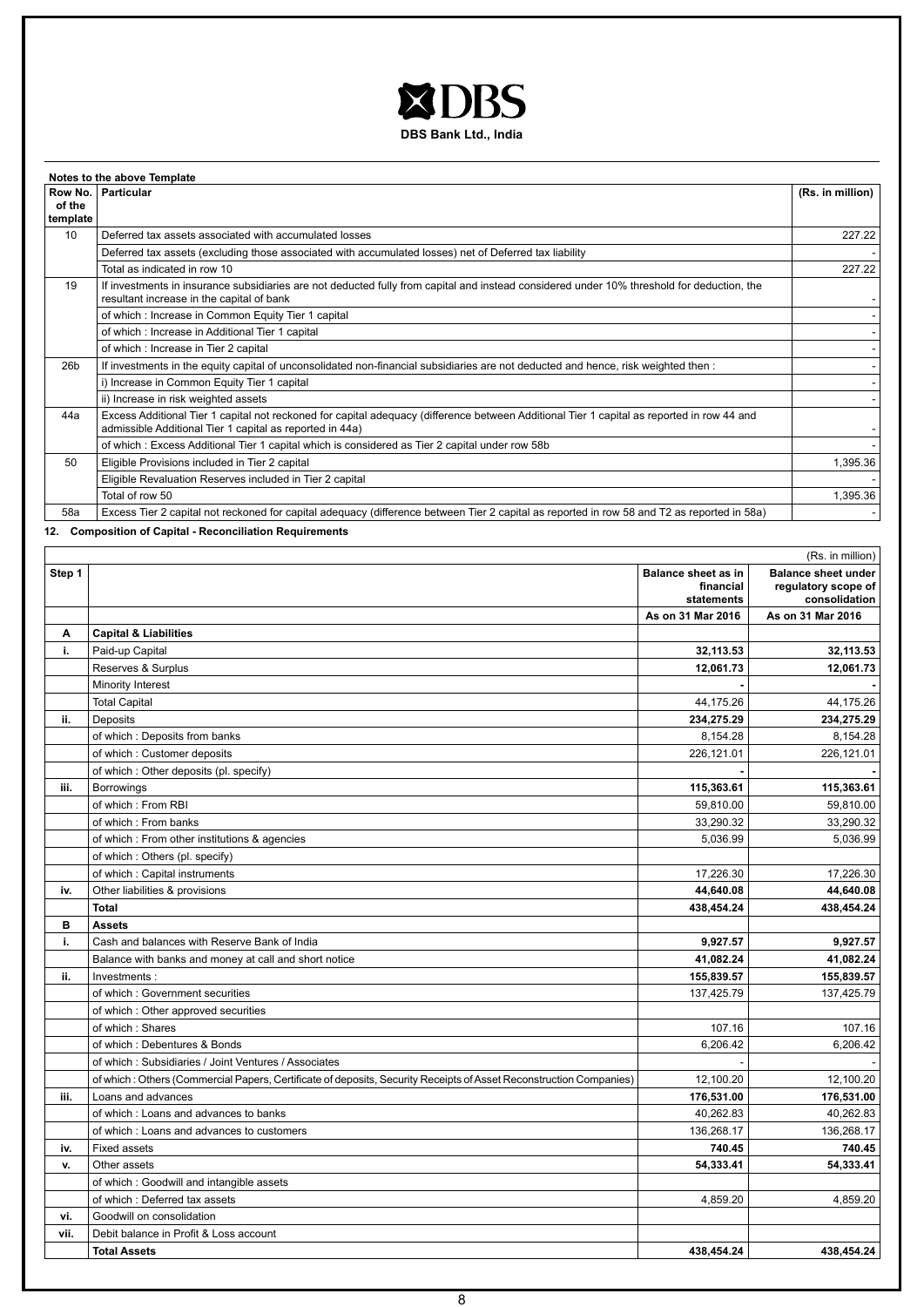**Notes to the above Template**

| Row No. of the template | Particular | (Rs. in million) |
|---|---|---|
| 10 | Deferred tax assets associated with accumulated losses | 227.22 |
| | Deferred tax assets (excluding those associated with accumulated losses) net of Deferred tax liability | - |
| | Total as indicated in row 10 | 227.22 |
| 19 | If investments in insurance subsidiaries are not deducted fully from capital and instead considered under 10% threshold for deduction, the resultant increase in the capital of bank | - |
| | of which : Increase in Common Equity Tier 1 capital | - |
| | of which : Increase in Additional Tier 1 capital | - |
| | of which : Increase in Tier 2 capital | - |
| 26b | If investments in the equity capital of unconsolidated non-financial subsidiaries are not deducted and hence, risk weighted then : | - |
| | i) Increase in Common Equity Tier 1 capital | - |
| | ii) Increase in risk weighted assets | - |
| 44a | Excess Additional Tier 1 capital not reckoned for capital adequacy (difference between Additional Tier 1 capital as reported in row 44 and admissible Additional Tier 1 capital as reported in 44a) | - |
| | of which : Excess Additional Tier 1 capital which is considered as Tier 2 capital under row 58b | - |
| 50 | Eligible Provisions included in Tier 2 capital | 1,395.36 |
| | Eligible Revaluation Reserves included in Tier 2 capital | - |
| | Total of row 50 | 1,395.36 |
| 58a | Excess Tier 2 capital not reckoned for capital adequacy (difference between Tier 2 capital as reported in row 58 and T2 as reported in 58a) | - |

## 12. Composition of Capital - Reconciliation Requirements

(Rs. in million)

| Step 1 | | Balance sheet as in financial statements | Balance sheet under regulatory scope of consolidation |
|---|---|---|---|
| | | As on 31 Mar 2016 | As on 31 Mar 2016 |
| **A** | **Capital & Liabilities** | | |
| **i.** | Paid-up Capital | **32,113.53** | **32,113.53** |
| | Reserves & Surplus | **12,061.73** | **12,061.73** |
| | Minority Interest | **-** | **-** |
| | Total Capital | 44,175.26 | 44,175.26 |
| **ii.** | Deposits | **234,275.29** | **234,275.29** |
| | of which : Deposits from banks | 8,154.28 | 8,154.28 |
| | of which : Customer deposits | 226,121.01 | 226,121.01 |
| | of which : Other deposits (pl. specify) | **-** | **-** |
| **iii.** | Borrowings | **115,363.61** | **115,363.61** |
| | of which : From RBI | 59,810.00 | 59,810.00 |
| | of which : From banks | 33,290.32 | 33,290.32 |
| | of which : From other institutions & agencies | 5,036.99 | 5,036.99 |
| | of which : Others (pl. specify) | | |
| | of which : Capital instruments | 17,226.30 | 17,226.30 |
| **iv.** | Other liabilities & provisions | **44,640.08** | **44,640.08** |
| | **Total** | **438,454.24** | **438,454.24** |
| **B** | **Assets** | | |
| **i.** | Cash and balances with Reserve Bank of India | **9,927.57** | **9,927.57** |
| | Balance with banks and money at call and short notice | **41,082.24** | **41,082.24** |
| **ii.** | Investments : | **155,839.57** | **155,839.57** |
| | of which : Government securities | 137,425.79 | 137,425.79 |
| | of which : Other approved securities | | |
| | of which : Shares | 107.16 | 107.16 |
| | of which : Debentures & Bonds | 6,206.42 | 6,206.42 |
| | of which : Subsidiaries / Joint Ventures / Associates | - | - |
| | of which : Others (Commercial Papers, Certificate of deposits, Security Receipts of Asset Reconstruction Companies) | 12,100.20 | 12,100.20 |
| **iii.** | Loans and advances | **176,531.00** | **176,531.00** |
| | of which : Loans and advances to banks | 40,262.83 | 40,262.83 |
| | of which : Loans and advances to customers | 136,268.17 | 136,268.17 |
| **iv.** | Fixed assets | **740.45** | **740.45** |
| **v.** | Other assets | **54,333.41** | **54,333.41** |
| | of which : Goodwill and intangible assets | | |
| | of which : Deferred tax assets | 4,859.20 | 4,859.20 |
| **vi.** | Goodwill on consolidation | | |
| **vii.** | Debit balance in Profit & Loss account | | |
| | **Total Assets** | **438,454.24** | **438,454.24** |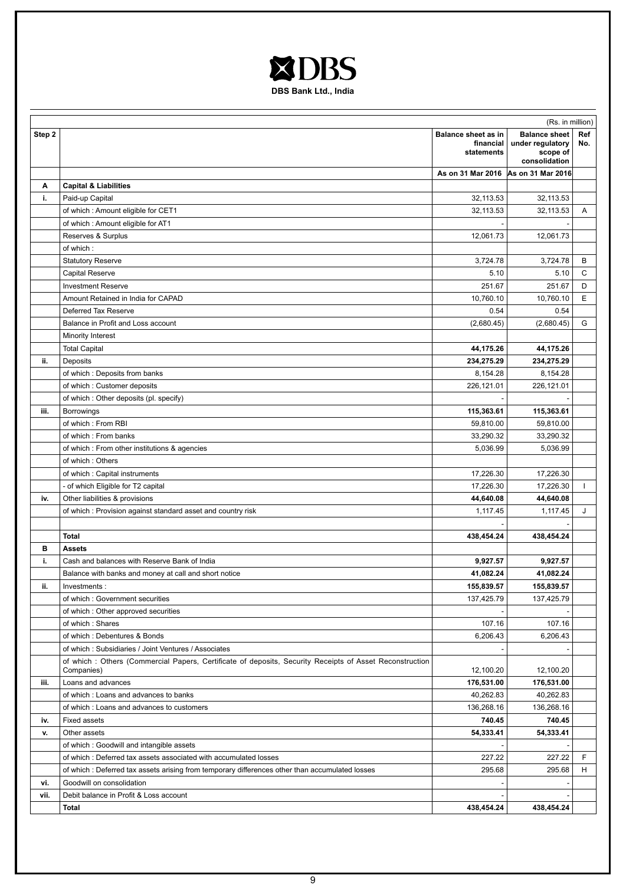**DBS Bank Ltd., India**

(Rs. in million)

| Step 2 | | Balance sheet as in financial statements | Balance sheet under regulatory scope of consolidation | Ref No. |
|---|---|---|---|---|
| | | As on 31 Mar 2016 | As on 31 Mar 2016 | |
| **A** | **Capital & Liabilities** | | | |
| **i.** | Paid-up Capital | 32,113.53 | 32,113.53 | |
| | of which : Amount eligible for CET1 | 32,113.53 | 32,113.53 | A |
| | of which : Amount eligible for AT1 | - | - | |
| | Reserves & Surplus | 12,061.73 | 12,061.73 | |
| | of which : | | | |
| | Statutory Reserve | 3,724.78 | 3,724.78 | B |
| | Capital Reserve | 5.10 | 5.10 | C |
| | Investment Reserve | 251.67 | 251.67 | D |
| | Amount Retained in India for CAPAD | 10,760.10 | 10,760.10 | E |
| | Deferred Tax Reserve | 0.54 | 0.54 | |
| | Balance in Profit and Loss account | (2,680.45) | (2,680.45) | G |
| | Minority Interest | | | |
| | Total Capital | **44,175.26** | **44,175.26** | |
| **ii.** | Deposits | **234,275.29** | **234,275.29** | |
| | of which : Deposits from banks | 8,154.28 | 8,154.28 | |
| | of which : Customer deposits | 226,121.01 | 226,121.01 | |
| | of which : Other deposits (pl. specify) | - | - | |
| **iii.** | Borrowings | **115,363.61** | **115,363.61** | |
| | of which : From RBI | 59,810.00 | 59,810.00 | |
| | of which : From banks | 33,290.32 | 33,290.32 | |
| | of which : From other institutions & agencies | 5,036.99 | 5,036.99 | |
| | of which : Others | | | |
| | of which : Capital instruments | 17,226.30 | 17,226.30 | |
| | - of which Eligible for T2 capital | 17,226.30 | 17,226.30 | I |
| **iv.** | Other liabilities & provisions | **44,640.08** | **44,640.08** | |
| | of which : Provision against standard asset and country risk | 1,117.45 | 1,117.45 | J |
| | | - | - | |
| | **Total** | **438,454.24** | **438,454.24** | |
| **B** | **Assets** | | | |
| **i.** | Cash and balances with Reserve Bank of India | **9,927.57** | **9,927.57** | |
| | Balance with banks and money at call and short notice | **41,082.24** | **41,082.24** | |
| **ii.** | Investments : | **155,839.57** | **155,839.57** | |
| | of which : Government securities | 137,425.79 | 137,425.79 | |
| | of which : Other approved securities | - | - | |
| | of which : Shares | 107.16 | 107.16 | |
| | of which : Debentures & Bonds | 6,206.43 | 6,206.43 | |
| | of which : Subsidiaries / Joint Ventures / Associates | - | - | |
| | of which : Others (Commercial Papers, Certificate of deposits, Security Receipts of Asset Reconstruction Companies) | 12,100.20 | 12,100.20 | |
| **iii.** | Loans and advances | **176,531.00** | **176,531.00** | |
| | of which : Loans and advances to banks | 40,262.83 | 40,262.83 | |
| | of which : Loans and advances to customers | 136,268.16 | 136,268.16 | |
| **iv.** | Fixed assets | **740.45** | **740.45** | |
| **v.** | Other assets | **54,333.41** | **54,333.41** | |
| | of which : Goodwill and intangible assets | - | - | |
| | of which : Deferred tax assets associated with accumulated losses | 227.22 | 227.22 | F |
| | of which : Deferred tax assets arising from temporary differences other than accumulated losses | 295.68 | 295.68 | H |
| **vi.** | Goodwill on consolidation | - | - | |
| **vii.** | Debit balance in Profit & Loss account | - | - | |
| | **Total** | **438,454.24** | **438,454.24** | |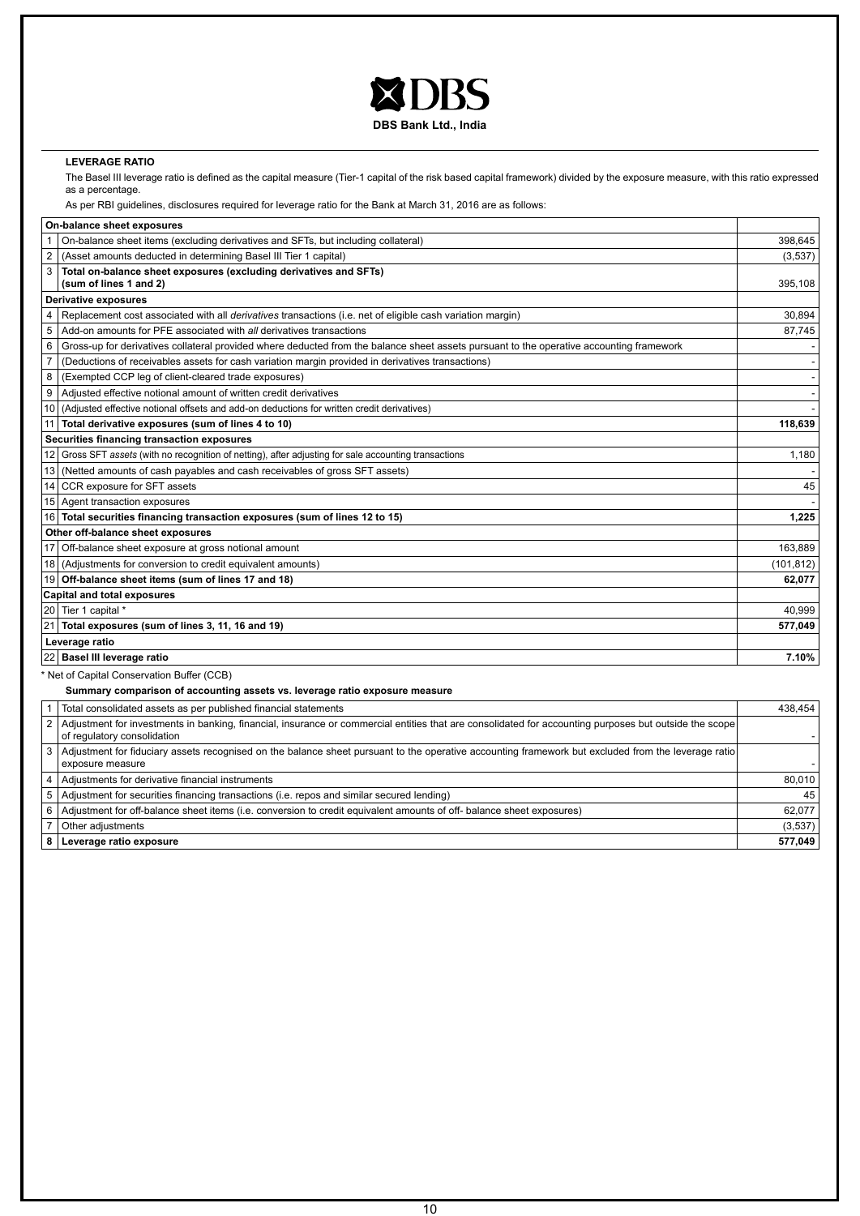**DBS Bank Ltd., India**

### LEVERAGE RATIO

The Basel III leverage ratio is defined as the capital measure (Tier-1 capital of the risk based capital framework) divided by the exposure measure, with this ratio expressed as a percentage.

As per RBI guidelines, disclosures required for leverage ratio for the Bank at March 31, 2016 are as follows:

| | | |
|---|---|---|
| | **On-balance sheet exposures** | |
| 1 | On-balance sheet items (excluding derivatives and SFTs, but including collateral) | 398,645 |
| 2 | (Asset amounts deducted in determining Basel III Tier 1 capital) | (3,537) |
| 3 | **Total on-balance sheet exposures (excluding derivatives and SFTs) (sum of lines 1 and 2)** | 395,108 |
| | **Derivative exposures** | |
| 4 | Replacement cost associated with all *derivatives* transactions (i.e. net of eligible cash variation margin) | 30,894 |
| 5 | Add-on amounts for PFE associated with *all* derivatives transactions | 87,745 |
| 6 | Gross-up for derivatives collateral provided where deducted from the balance sheet assets pursuant to the operative accounting framework | - |
| 7 | (Deductions of receivables assets for cash variation margin provided in derivatives transactions) | - |
| 8 | (Exempted CCP leg of client-cleared trade exposures) | - |
| 9 | Adjusted effective notional amount of written credit derivatives | - |
| 10 | (Adjusted effective notional offsets and add-on deductions for written credit derivatives) | - |
| 11 | **Total derivative exposures (sum of lines 4 to 10)** | **118,639** |
| | **Securities financing transaction exposures** | |
| 12 | Gross SFT *assets* (with no recognition of netting), after adjusting for sale accounting transactions | 1,180 |
| 13 | (Netted amounts of cash payables and cash receivables of gross SFT assets) | - |
| 14 | CCR exposure for SFT assets | 45 |
| 15 | Agent transaction exposures | - |
| 16 | **Total securities financing transaction exposures (sum of lines 12 to 15)** | **1,225** |
| | **Other off-balance sheet exposures** | |
| 17 | Off-balance sheet exposure at gross notional amount | 163,889 |
| 18 | (Adjustments for conversion to credit equivalent amounts) | (101,812) |
| 19 | **Off-balance sheet items (sum of lines 17 and 18)** | **62,077** |
| | **Capital and total exposures** | |
| 20 | Tier 1 capital * | 40,999 |
| 21 | **Total exposures (sum of lines 3, 11, 16 and 19)** | **577,049** |
| | **Leverage ratio** | |
| 22 | **Basel III leverage ratio** | **7.10%** |

* Net of Capital Conservation Buffer (CCB)

**Summary comparison of accounting assets vs. leverage ratio exposure measure**

| | | |
|---|---|---|
| 1 | Total consolidated assets as per published financial statements | 438,454 |
| 2 | Adjustment for investments in banking, financial, insurance or commercial entities that are consolidated for accounting purposes but outside the scope of regulatory consolidation | - |
| 3 | Adjustment for fiduciary assets recognised on the balance sheet pursuant to the operative accounting framework but excluded from the leverage ratio exposure measure | - |
| 4 | Adjustments for derivative financial instruments | 80,010 |
| 5 | Adjustment for securities financing transactions (i.e. repos and similar secured lending) | 45 |
| 6 | Adjustment for off-balance sheet items (i.e. conversion to credit equivalent amounts of off- balance sheet exposures) | 62,077 |
| 7 | Other adjustments | (3,537) |
| **8** | **Leverage ratio exposure** | **577,049** |